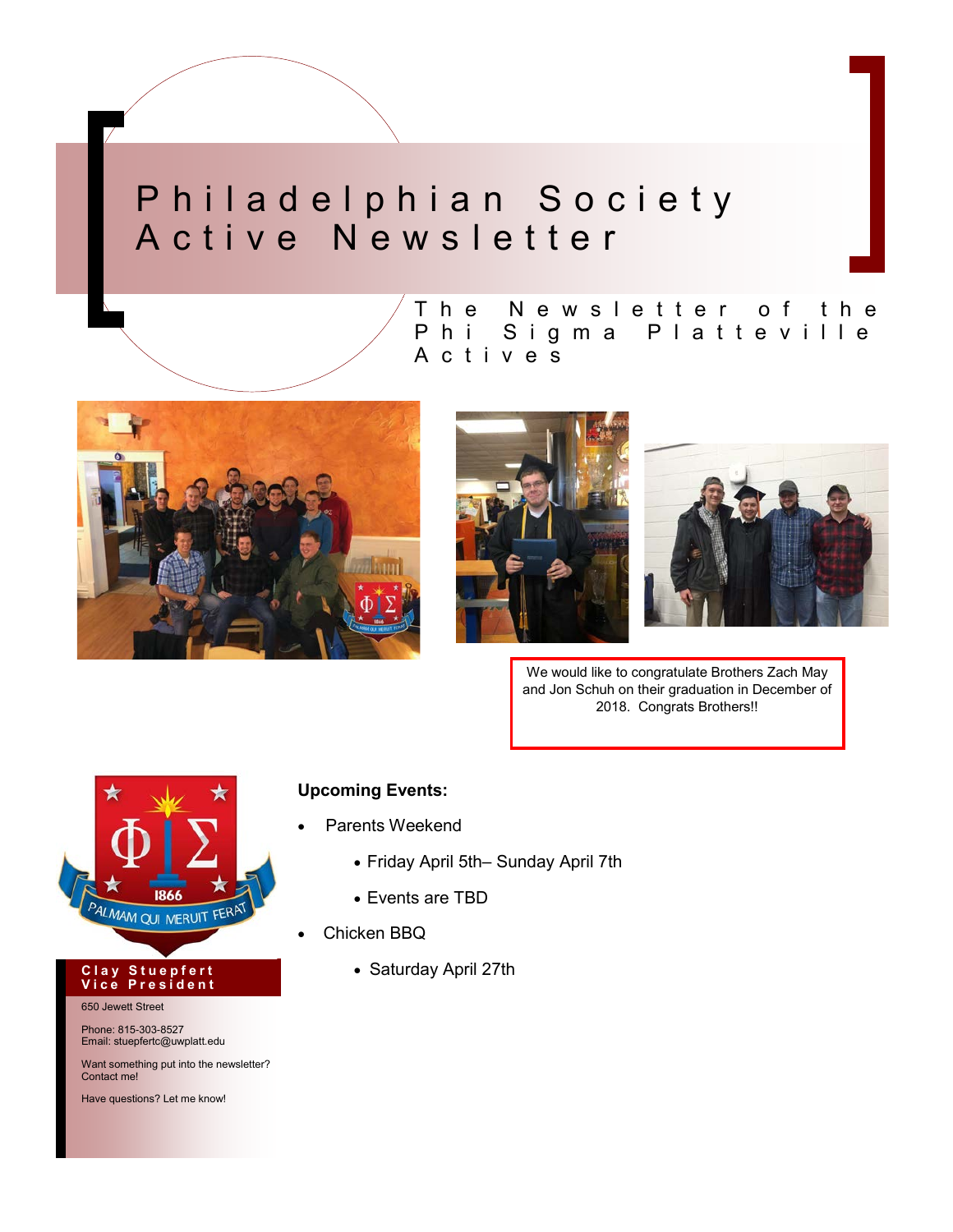# Philadelphian Society Active Newsletter

The Newsletter of the Phi Sigma Platteville Actives

We would like to congratulate Brothers Zach May and Jon Schuh on their graduation in December of 2018. Congrats Brothers!!

**Clay Stuepfert**
**Vice President**

650 Jewett Street

Phone: 815-303-8527
Email: stuepfertc@uwplatt.edu

Want something put into the newsletter? Contact me!

Have questions? Let me know!

**Upcoming Events:**

- Parents Weekend
  - Friday April 5th– Sunday April 7th
  - Events are TBD
- Chicken BBQ
  - Saturday April 27th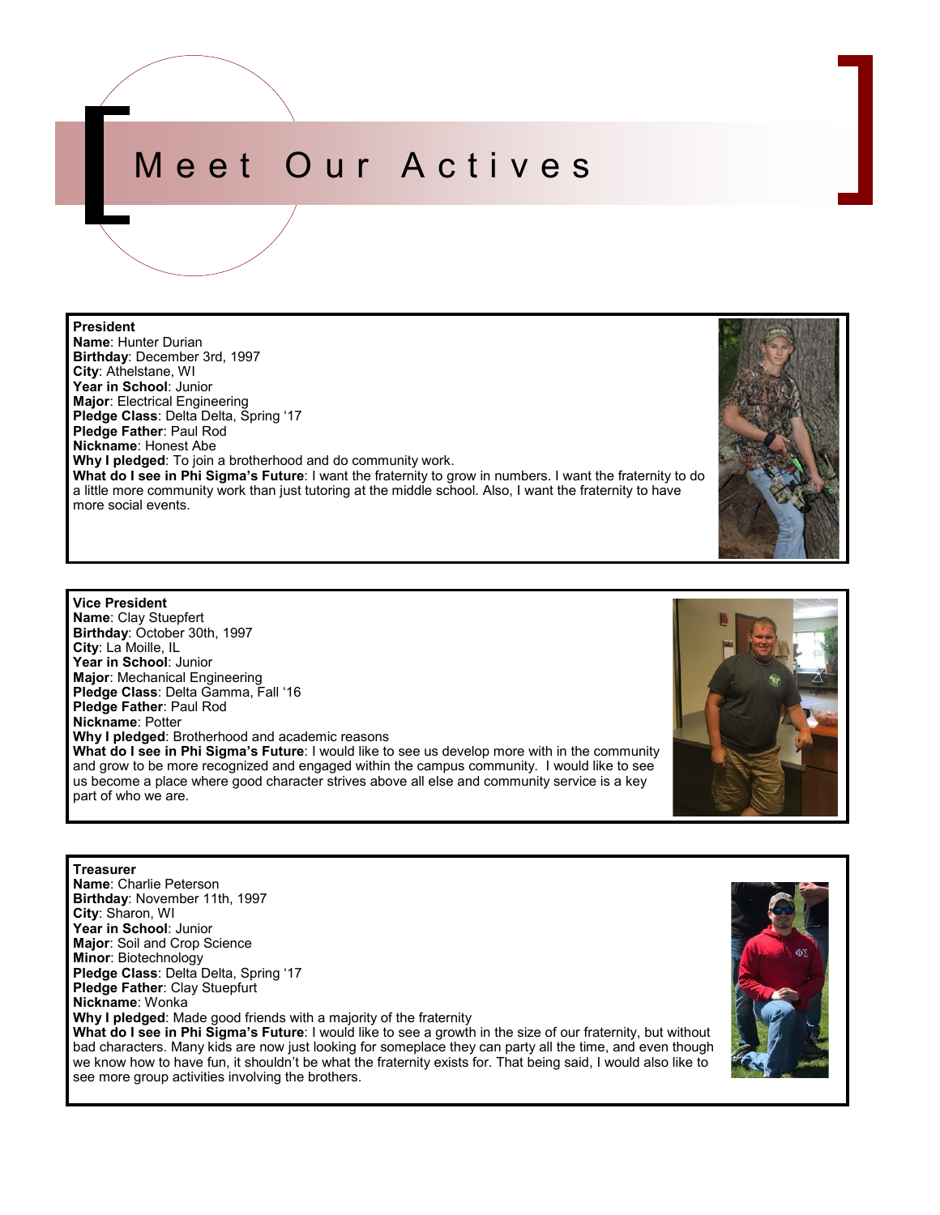# Meet Our Actives

**President**
**Name**: Hunter Durian
**Birthday**: December 3rd, 1997
**City**: Athelstane, WI
**Year in School**: Junior
**Major**: Electrical Engineering
**Pledge Class**: Delta Delta, Spring '17
**Pledge Father**: Paul Rod
**Nickname**: Honest Abe
**Why I pledged**: To join a brotherhood and do community work.
**What do I see in Phi Sigma's Future**: I want the fraternity to grow in numbers. I want the fraternity to do a little more community work than just tutoring at the middle school. Also, I want the fraternity to have more social events.

**Vice President**
**Name**: Clay Stuepfert
**Birthday**: October 30th, 1997
**City**: La Moille, IL
**Year in School**: Junior
**Major**: Mechanical Engineering
**Pledge Class**: Delta Gamma, Fall '16
**Pledge Father**: Paul Rod
**Nickname**: Potter
**Why I pledged**: Brotherhood and academic reasons
**What do I see in Phi Sigma's Future**: I would like to see us develop more with in the community and grow to be more recognized and engaged within the campus community. I would like to see us become a place where good character strives above all else and community service is a key part of who we are.

**Treasurer**
**Name**: Charlie Peterson
**Birthday**: November 11th, 1997
**City**: Sharon, WI
**Year in School**: Junior
**Major**: Soil and Crop Science
**Minor**: Biotechnology
**Pledge Class**: Delta Delta, Spring '17
**Pledge Father**: Clay Stuepfurt
**Nickname**: Wonka
**Why I pledged**: Made good friends with a majority of the fraternity
**What do I see in Phi Sigma's Future**: I would like to see a growth in the size of our fraternity, but without bad characters. Many kids are now just looking for someplace they can party all the time, and even though we know how to have fun, it shouldn't be what the fraternity exists for. That being said, I would also like to see more group activities involving the brothers.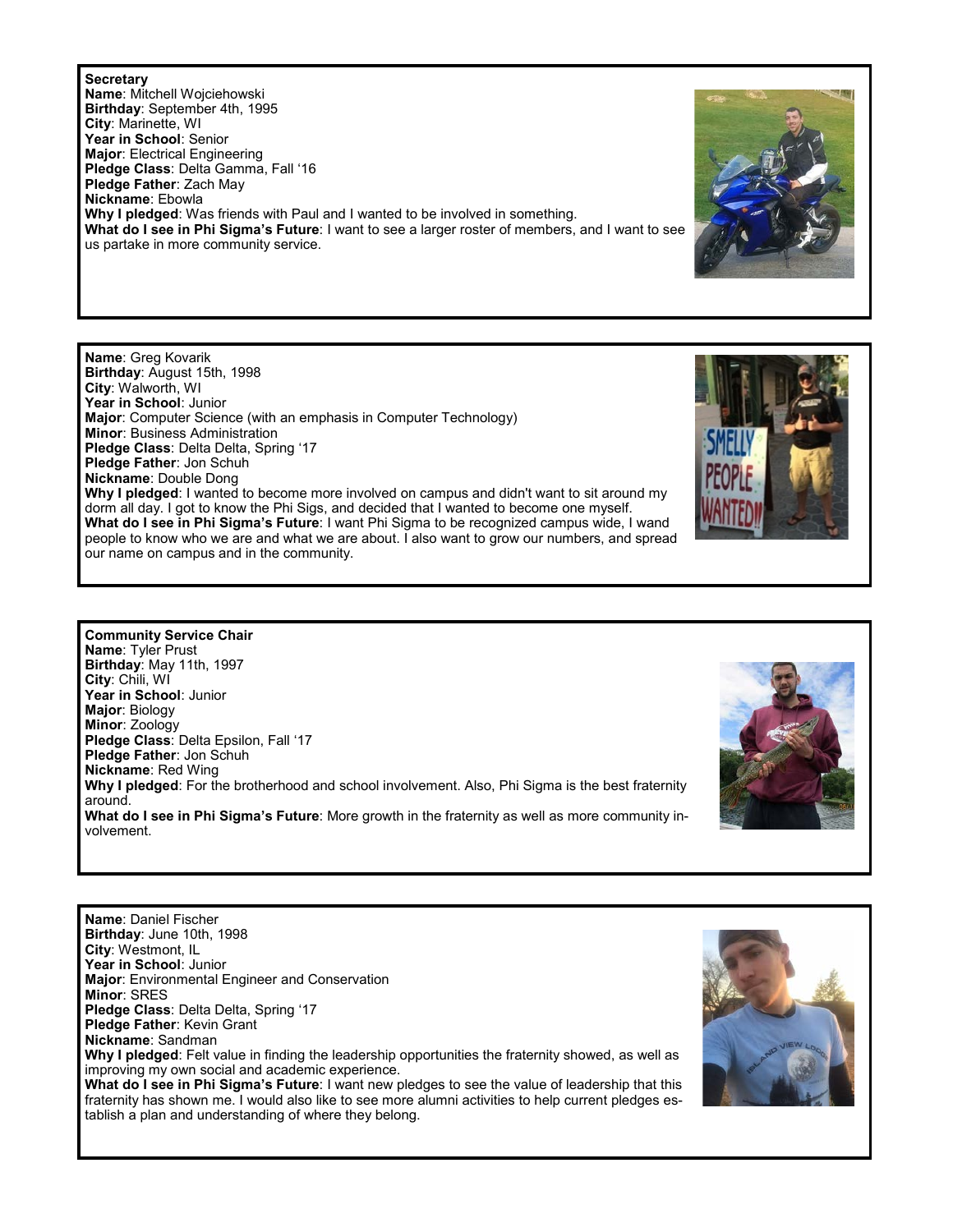**Secretary**
**Name**: Mitchell Wojciehowski
**Birthday**: September 4th, 1995
**City**: Marinette, WI
**Year in School**: Senior
**Major**: Electrical Engineering
**Pledge Class**: Delta Gamma, Fall '16
**Pledge Father**: Zach May
**Nickname**: Ebowla
**Why I pledged**: Was friends with Paul and I wanted to be involved in something.
**What do I see in Phi Sigma's Future**: I want to see a larger roster of members, and I want to see us partake in more community service.

**Name**: Greg Kovarik
**Birthday**: August 15th, 1998
**City**: Walworth, WI
**Year in School**: Junior
**Major**: Computer Science (with an emphasis in Computer Technology)
**Minor**: Business Administration
**Pledge Class**: Delta Delta, Spring '17
**Pledge Father**: Jon Schuh
**Nickname**: Double Dong
**Why I pledged**: I wanted to become more involved on campus and didn't want to sit around my dorm all day. I got to know the Phi Sigs, and decided that I wanted to become one myself.
**What do I see in Phi Sigma's Future**: I want Phi Sigma to be recognized campus wide, I wand people to know who we are and what we are about. I also want to grow our numbers, and spread our name on campus and in the community.

**Community Service Chair**
**Name**: Tyler Prust
**Birthday**: May 11th, 1997
**City**: Chili, WI
**Year in School**: Junior
**Major**: Biology
**Minor**: Zoology
**Pledge Class**: Delta Epsilon, Fall '17
**Pledge Father**: Jon Schuh
**Nickname**: Red Wing
**Why I pledged**: For the brotherhood and school involvement. Also, Phi Sigma is the best fraternity around.
**What do I see in Phi Sigma's Future**: More growth in the fraternity as well as more community involvement.

**Name**: Daniel Fischer
**Birthday**: June 10th, 1998
**City**: Westmont, IL
**Year in School**: Junior
**Major**: Environmental Engineer and Conservation
**Minor**: SRES
**Pledge Class**: Delta Delta, Spring '17
**Pledge Father**: Kevin Grant
**Nickname**: Sandman
**Why I pledged**: Felt value in finding the leadership opportunities the fraternity showed, as well as improving my own social and academic experience.
**What do I see in Phi Sigma's Future**: I want new pledges to see the value of leadership that this fraternity has shown me. I would also like to see more alumni activities to help current pledges establish a plan and understanding of where they belong.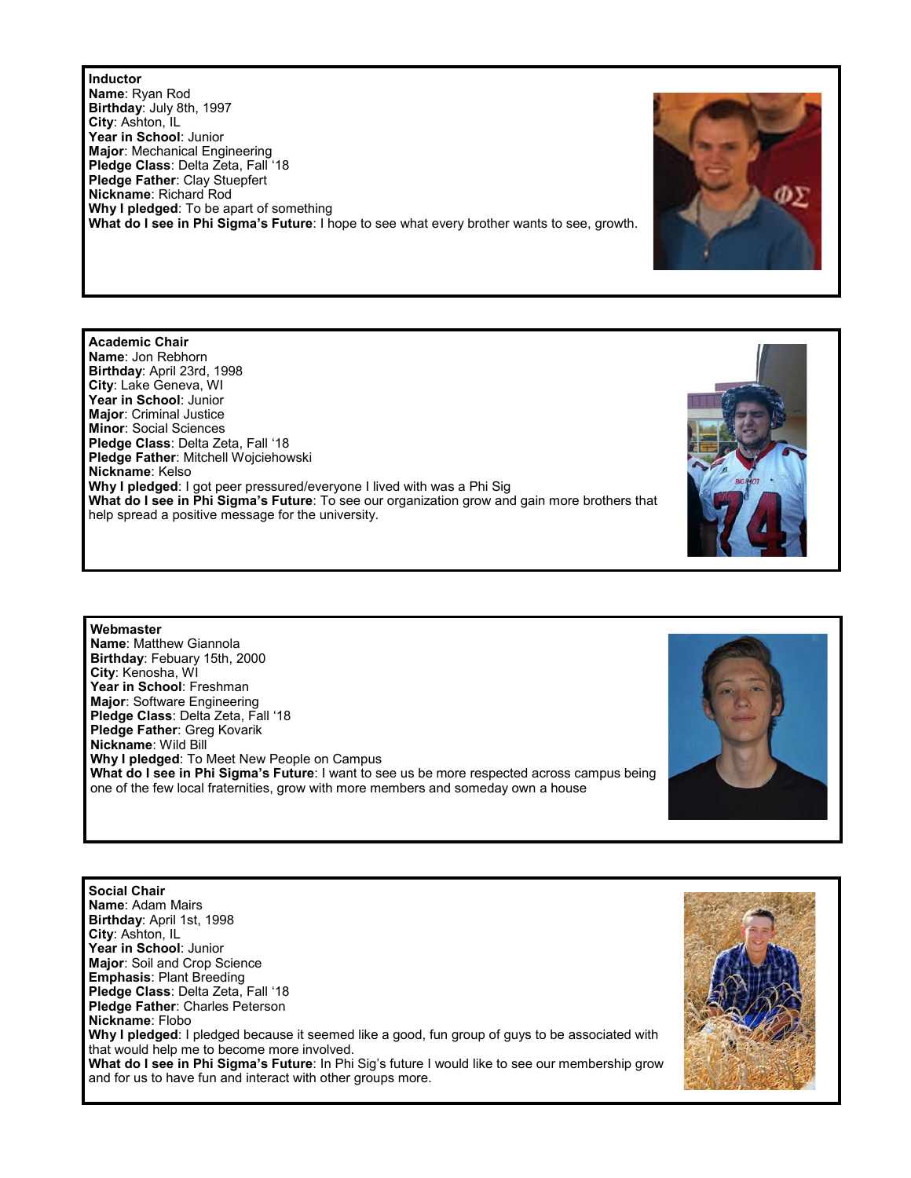**Inductor**
**Name**: Ryan Rod
**Birthday**: July 8th, 1997
**City**: Ashton, IL
**Year in School**: Junior
**Major**: Mechanical Engineering
**Pledge Class**: Delta Zeta, Fall '18
**Pledge Father**: Clay Stuepfert
**Nickname**: Richard Rod
**Why I pledged**: To be apart of something
**What do I see in Phi Sigma's Future**: I hope to see what every brother wants to see, growth.

**Academic Chair**
**Name**: Jon Rebhorn
**Birthday**: April 23rd, 1998
**City**: Lake Geneva, WI
**Year in School**: Junior
**Major**: Criminal Justice
**Minor**: Social Sciences
**Pledge Class**: Delta Zeta, Fall '18
**Pledge Father**: Mitchell Wojciehowski
**Nickname**: Kelso
**Why I pledged**: I got peer pressured/everyone I lived with was a Phi Sig
**What do I see in Phi Sigma's Future**: To see our organization grow and gain more brothers that help spread a positive message for the university.

**Webmaster**
**Name**: Matthew Giannola
**Birthday**: Febuary 15th, 2000
**City**: Kenosha, WI
**Year in School**: Freshman
**Major**: Software Engineering
**Pledge Class**: Delta Zeta, Fall '18
**Pledge Father**: Greg Kovarik
**Nickname**: Wild Bill
**Why I pledged**: To Meet New People on Campus
**What do I see in Phi Sigma's Future**: I want to see us be more respected across campus being one of the few local fraternities, grow with more members and someday own a house

**Social Chair**
**Name**: Adam Mairs
**Birthday**: April 1st, 1998
**City**: Ashton, IL
**Year in School**: Junior
**Major**: Soil and Crop Science
**Emphasis**: Plant Breeding
**Pledge Class**: Delta Zeta, Fall '18
**Pledge Father**: Charles Peterson
**Nickname**: Flobo
**Why I pledged**: I pledged because it seemed like a good, fun group of guys to be associated with that would help me to become more involved.
**What do I see in Phi Sigma's Future**: In Phi Sig's future I would like to see our membership grow and for us to have fun and interact with other groups more.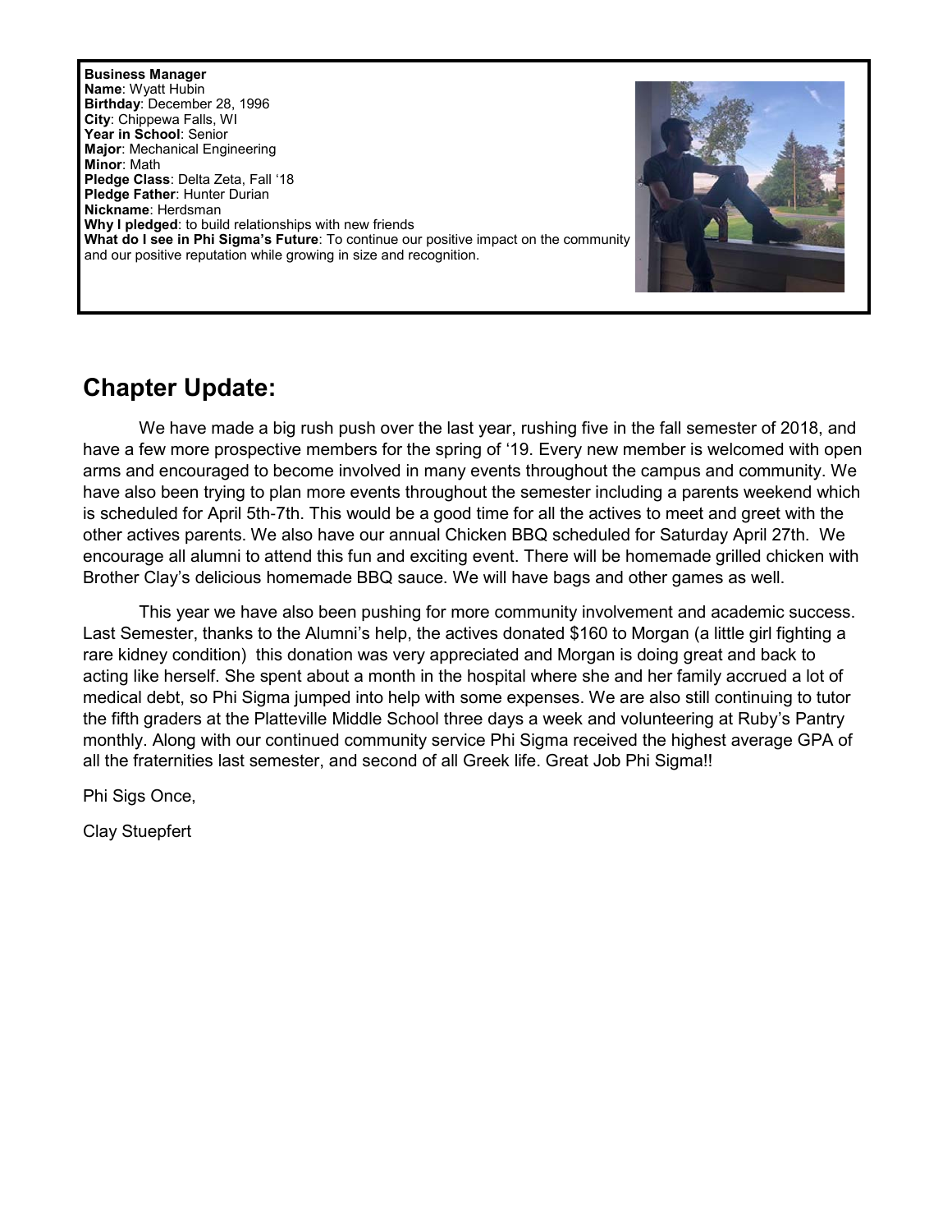**Business Manager**
**Name**: Wyatt Hubin
**Birthday**: December 28, 1996
**City**: Chippewa Falls, WI
**Year in School**: Senior
**Major**: Mechanical Engineering
**Minor**: Math
**Pledge Class**: Delta Zeta, Fall '18
**Pledge Father**: Hunter Durian
**Nickname**: Herdsman
**Why I pledged**: to build relationships with new friends
**What do I see in Phi Sigma's Future**: To continue our positive impact on the community and our positive reputation while growing in size and recognition.

## Chapter Update:

We have made a big rush push over the last year, rushing five in the fall semester of 2018, and have a few more prospective members for the spring of '19. Every new member is welcomed with open arms and encouraged to become involved in many events throughout the campus and community. We have also been trying to plan more events throughout the semester including a parents weekend which is scheduled for April 5th-7th. This would be a good time for all the actives to meet and greet with the other actives parents. We also have our annual Chicken BBQ scheduled for Saturday April 27th. We encourage all alumni to attend this fun and exciting event. There will be homemade grilled chicken with Brother Clay's delicious homemade BBQ sauce. We will have bags and other games as well.

This year we have also been pushing for more community involvement and academic success. Last Semester, thanks to the Alumni's help, the actives donated $160 to Morgan (a little girl fighting a rare kidney condition) this donation was very appreciated and Morgan is doing great and back to acting like herself. She spent about a month in the hospital where she and her family accrued a lot of medical debt, so Phi Sigma jumped into help with some expenses. We are also still continuing to tutor the fifth graders at the Platteville Middle School three days a week and volunteering at Ruby's Pantry monthly. Along with our continued community service Phi Sigma received the highest average GPA of all the fraternities last semester, and second of all Greek life. Great Job Phi Sigma!!

Phi Sigs Once,

Clay Stuepfert